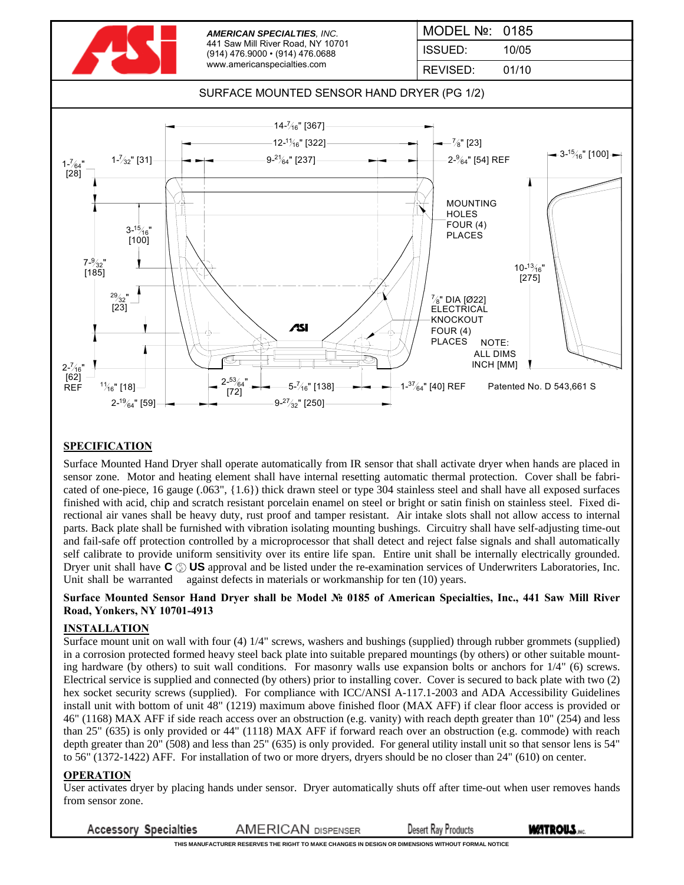**AMERICAN SPECIALTIES, INC.**
441 Saw Mill River Road, NY 10701
(914) 476.9000 • (914) 476.0688
www.americanspecialties.com

| MODEL №: | 0185 |
|---|---|
| ISSUED: | 10/05 |
| REVISED: | 01/10 |

SURFACE MOUNTED SENSOR HAND DRYER (PG 1/2)

14-7/16" [367]
12-11/16" [322]
7/8" [23]
1-7/64" [28]
1-7/32" [31]
9-21/64" [237]
2-9/64" [54] REF
3-15/16" [100]
MOUNTING HOLES FOUR (4) PLACES
3-15/16" [100]
7-9/32" [185]
10-13/16" [275]
29/32" [23]
7/8" DIA [Ø22] ELECTRICAL KNOCKOUT FOUR (4) PLACES
NOTE: ALL DIMS INCH [MM]
2-7/16" [62] REF
11/16" [18]
2-53/64" [72]
5-7/16" [138]
1-37/64" [40] REF
Patented No. D 543,661 S
2-19/64" [59]
9-27/32" [250]

## SPECIFICATION

Surface Mounted Hand Dryer shall operate automatically from IR sensor that shall activate dryer when hands are placed in sensor zone. Motor and heating element shall have internal resetting automatic thermal protection. Cover shall be fabricated of one-piece, 16 gauge (.063", {1.6}) thick drawn steel or type 304 stainless steel and shall have all exposed surfaces finished with acid, chip and scratch resistant porcelain enamel on steel or bright or satin finish on stainless steel. Fixed directional air vanes shall be heavy duty, rust proof and tamper resistant. Air intake slots shall not allow access to internal parts. Back plate shall be furnished with vibration isolating mounting bushings. Circuitry shall have self-adjusting time-out and fail-safe off protection controlled by a microprocessor that shall detect and reject false signals and shall automatically self calibrate to provide uniform sensitivity over its entire life span. Entire unit shall be internally electrically grounded. Dryer unit shall have **C** UL **US** approval and be listed under the re-examination services of Underwriters Laboratories, Inc. Unit shall be warranted against defects in materials or workmanship for ten (10) years.

**Surface Mounted Sensor Hand Dryer shall be Model № 0185 of American Specialties, Inc., 441 Saw Mill River Road, Yonkers, NY 10701-4913**

## INSTALLATION

Surface mount unit on wall with four (4) 1/4" screws, washers and bushings (supplied) through rubber grommets (supplied) in a corrosion protected formed heavy steel back plate into suitable prepared mountings (by others) or other suitable mounting hardware (by others) to suit wall conditions. For masonry walls use expansion bolts or anchors for 1/4" (6) screws. Electrical service is supplied and connected (by others) prior to installing cover. Cover is secured to back plate with two (2) hex socket security screws (supplied). For compliance with ICC/ANSI A-117.1-2003 and ADA Accessibility Guidelines install unit with bottom of unit 48" (1219) maximum above finished floor (MAX AFF) if clear floor access is provided or 46" (1168) MAX AFF if side reach access over an obstruction (e.g. vanity) with reach depth greater than 10" (254) and less than 25" (635) is only provided or 44" (1118) MAX AFF if forward reach over an obstruction (e.g. commode) with reach depth greater than 20" (508) and less than 25" (635) is only provided. For general utility install unit so that sensor lens is 54" to 56" (1372-1422) AFF. For installation of two or more dryers, dryers should be no closer than 24" (610) on center.

## OPERATION

User activates dryer by placing hands under sensor. Dryer automatically shuts off after time-out when user removes hands from sensor zone.

Accessory Specialties    AMERICAN DISPENSER    Desert Ray Products    WATROUS INC.

THIS MANUFACTURER RESERVES THE RIGHT TO MAKE CHANGES IN DESIGN OR DIMENSIONS WITHOUT FORMAL NOTICE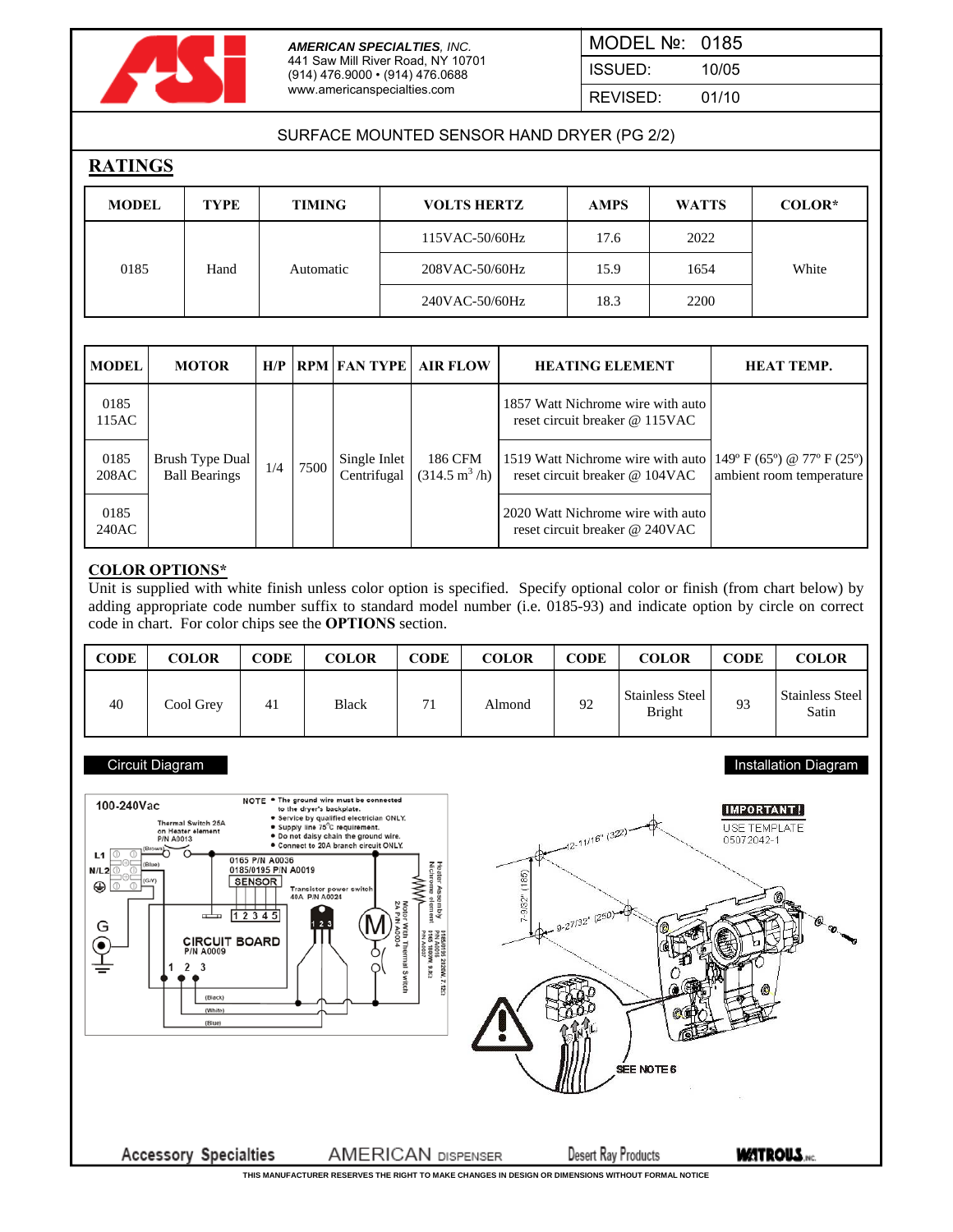**AMERICAN SPECIALTIES**, INC.
441 Saw Mill River Road, NY 10701
(914) 476.9000 • (914) 476.0688
www.americanspecialties.com

| MODEL №: | 0185 |
|---|---|
| ISSUED: | 10/05 |
| REVISED: | 01/10 |

SURFACE MOUNTED SENSOR HAND DRYER (PG 2/2)

## RATINGS

| MODEL | TYPE | TIMING | VOLTS HERTZ | AMPS | WATTS | COLOR* |
|---|---|---|---|---|---|---|
| 0185 | Hand | Automatic | 115VAC-50/60Hz | 17.6 | 2022 | White |
| | | | 208VAC-50/60Hz | 15.9 | 1654 | |
| | | | 240VAC-50/60Hz | 18.3 | 2200 | |

| MODEL | MOTOR | H/P | RPM | FAN TYPE | AIR FLOW | HEATING ELEMENT | HEAT TEMP. |
|---|---|---|---|---|---|---|---|
| 0185 115AC | Brush Type Dual Ball Bearings | 1/4 | 7500 | Single Inlet Centrifugal | 186 CFM ($314.5\ m^3$ /h) | 1857 Watt Nichrome wire with auto reset circuit breaker @ 115VAC | 149º F (65º) @ 77º F (25º) ambient room temperature |
| 0185 208AC | | | | | | 1519 Watt Nichrome wire with auto reset circuit breaker @ 104VAC | |
| 0185 240AC | | | | | | 2020 Watt Nichrome wire with auto reset circuit breaker @ 240VAC | |

## COLOR OPTIONS*

Unit is supplied with white finish unless color option is specified. Specify optional color or finish (from chart below) by adding appropriate code number suffix to standard model number (i.e. 0185-93) and indicate option by circle on correct code in chart. For color chips see the **OPTIONS** section.

| CODE | COLOR | CODE | COLOR | CODE | COLOR | CODE | COLOR | CODE | COLOR |
|---|---|---|---|---|---|---|---|---|---|
| 40 | Cool Grey | 41 | Black | 71 | Almond | 92 | Stainless Steel Bright | 93 | Stainless Steel Satin |

### Circuit Diagram

100-240Vac

NOTE
- The ground wire must be connected to the dryer's backplate.
- Service by qualified electrician ONLY.
- Supply line 75°C requirement.
- Do not daisy chain the ground wire.
- Connect to 20A branch circuit ONLY.

Thermal Switch 25A on Heater element P/N A0013

L1
N/L2
G

(Brown) (Blue) (G/Y)

0165 P/N A0036
0185/0195 P/N A0019
SENSOR

Transistor power switch 40A P/N A0024

CIRCUIT BOARD P/N A0009

1 2 3 4 5
1 2 3

Motor With Thermal Switch 2A P/N A0004

Heater Assembly Nichrome element

(Black) (White) (Blue)

### Installation Diagram

IMPORTANT!
USE TEMPLATE 05072042-1

12-11/16" (322)
7-9/32" (185)
9-27/32" (250)

SEE NOTE 6

Accessory Specialties | AMERICAN DISPENSER | Desert Ray Products | WATROUS INC.

THIS MANUFACTURER RESERVES THE RIGHT TO MAKE CHANGES IN DESIGN OR DIMENSIONS WITHOUT FORMAL NOTICE